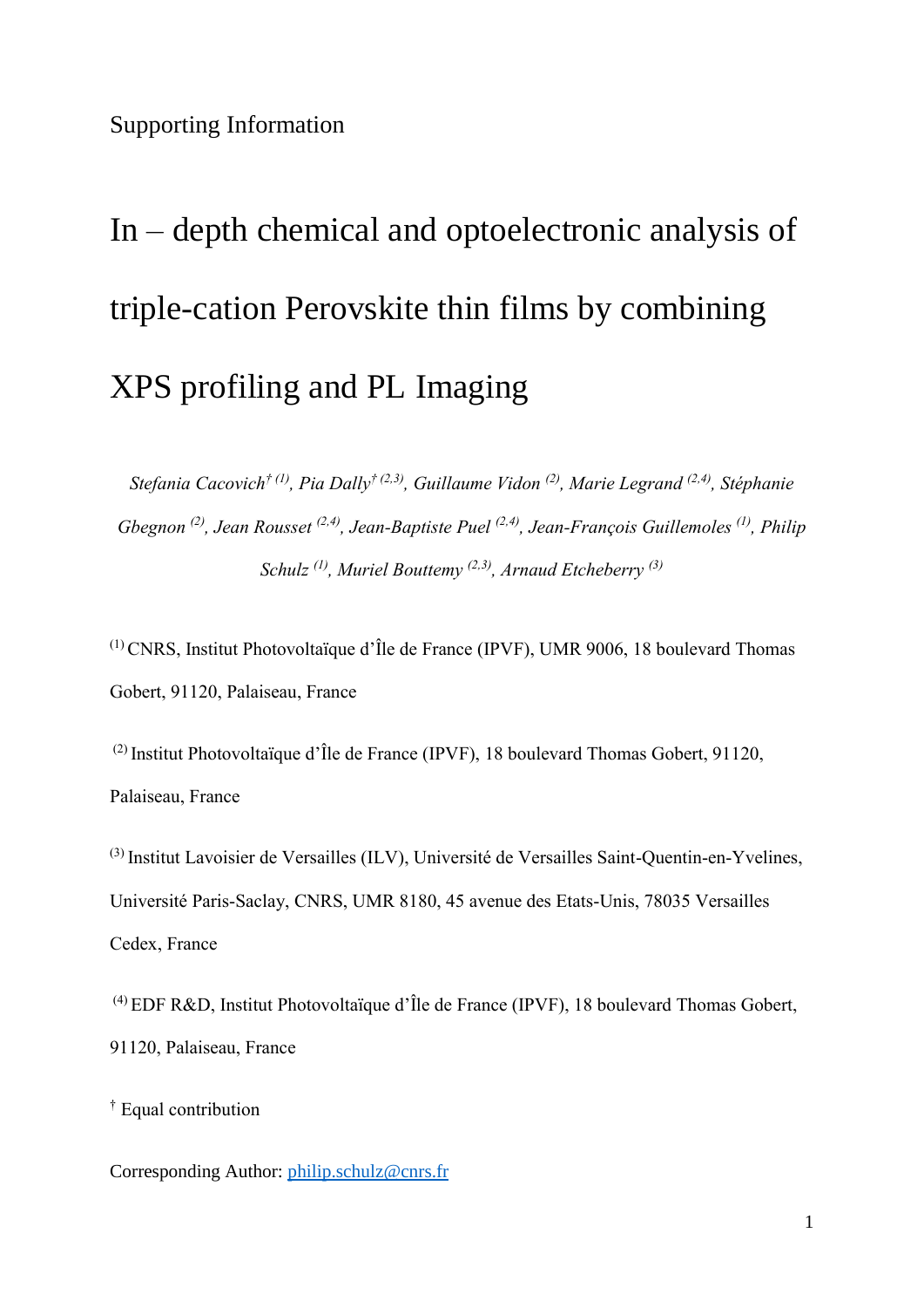Supporting Information

# In – depth chemical and optoelectronic analysis of triple-cation Perovskite thin films by combining XPS profiling and PL Imaging

*Stefania Cacovich† (1), Pia Dally† (2,3), Guillaume Vidon (2), Marie Legrand (2,4), Stéphanie Gbegnon (2), Jean Rousset (2,4), Jean-Baptiste Puel (2,4), Jean-François Guillemoles (1), Philip Schulz (1), Muriel Bouttemy (2,3), Arnaud Etcheberry (3)*

(1) CNRS, Institut Photovoltaïque d'Île de France (IPVF), UMR 9006, 18 boulevard Thomas Gobert, 91120, Palaiseau, France

(2) Institut Photovoltaïque d'Île de France (IPVF), 18 boulevard Thomas Gobert, 91120, Palaiseau, France

(3) Institut Lavoisier de Versailles (ILV), Université de Versailles Saint-Quentin-en-Yvelines, Université Paris-Saclay, CNRS, UMR 8180, 45 avenue des Etats-Unis, 78035 Versailles Cedex, France

(4) EDF R&D, Institut Photovoltaïque d'Île de France (IPVF), 18 boulevard Thomas Gobert, 91120, Palaiseau, France

† Equal contribution

Corresponding Author: philip.schulz@cnrs.fr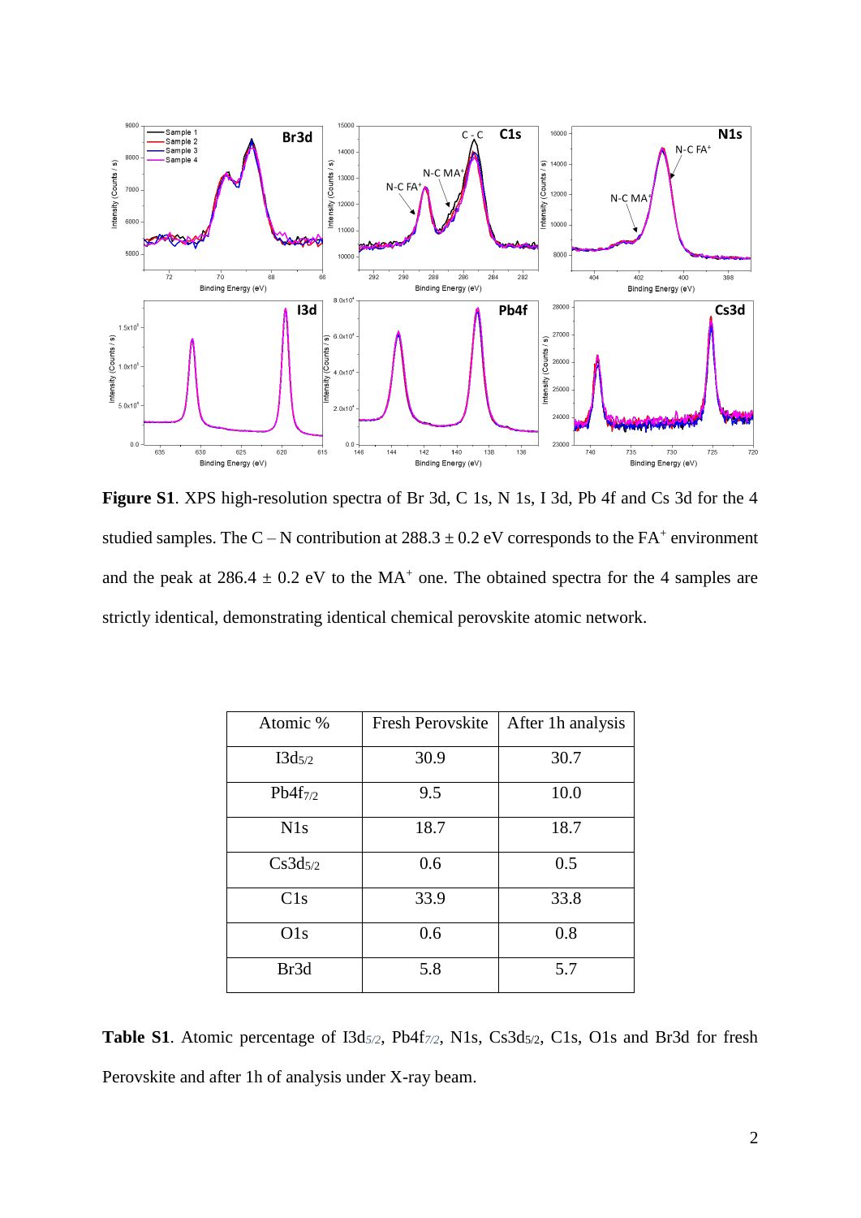**Figure S1**. XPS high-resolution spectra of Br 3d, C 1s, N 1s, I 3d, Pb 4f and Cs 3d for the 4 studied samples. The C – N contribution at 288.3 ± 0.2 eV corresponds to the $FA^+$ environment and the peak at 286.4 ± 0.2 eV to the $MA^+$ one. The obtained spectra for the 4 samples are strictly identical, demonstrating identical chemical perovskite atomic network.

| Atomic % | Fresh Perovskite | After 1h analysis |
|---|---|---|
| $I3d_{5/2}$ | 30.9 | 30.7 |
| $Pb4f_{7/2}$ | 9.5 | 10.0 |
| N1s | 18.7 | 18.7 |
| $Cs3d_{5/2}$ | 0.6 | 0.5 |
| C1s | 33.9 | 33.8 |
| O1s | 0.6 | 0.8 |
| Br3d | 5.8 | 5.7 |

**Table S1**. Atomic percentage of $I3d_{5/2}$, $Pb4f_{7/2}$, N1s, $Cs3d_{5/2}$, C1s, O1s and Br3d for fresh Perovskite and after 1h of analysis under X-ray beam.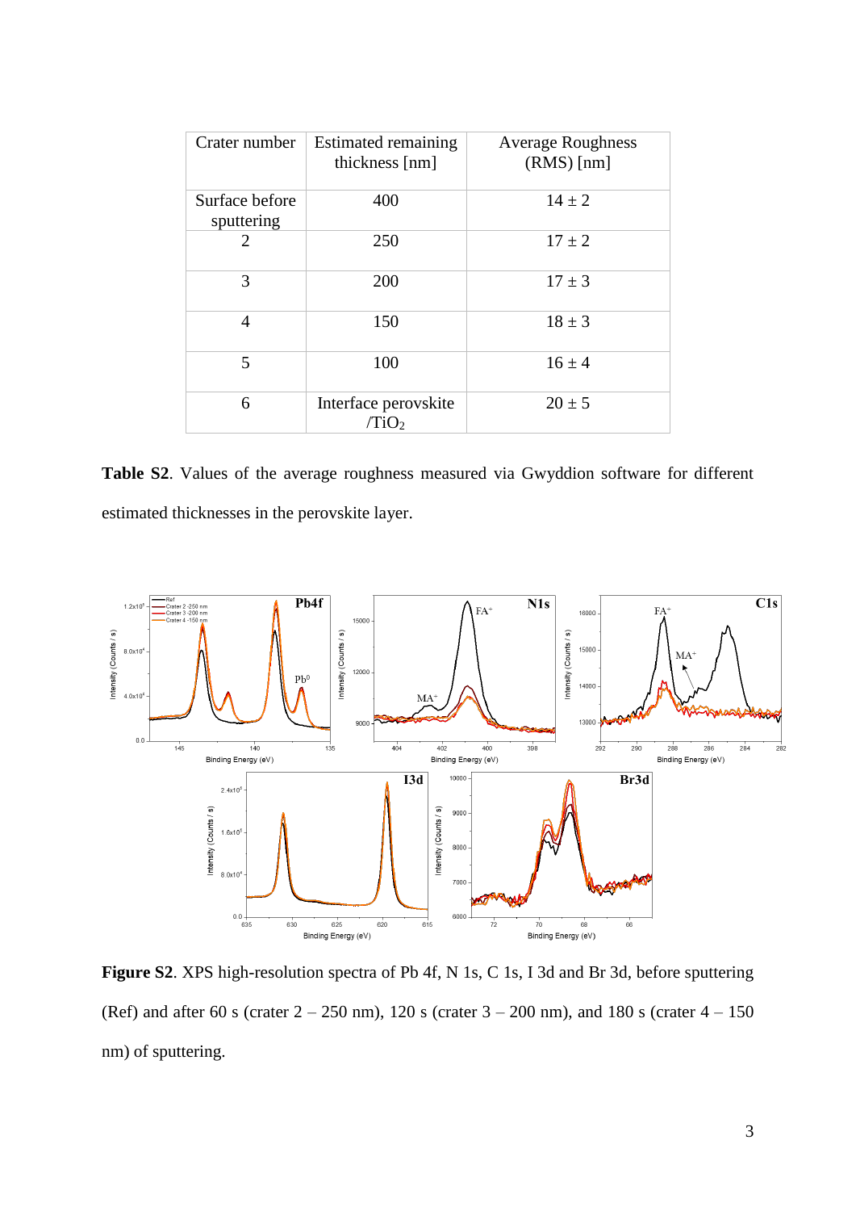| Crater number | Estimated remaining thickness [nm] | Average Roughness (RMS) [nm] |
|---|---|---|
| Surface before sputtering | 400 | 14 ± 2 |
| 2 | 250 | 17 ± 2 |
| 3 | 200 | 17 ± 3 |
| 4 | 150 | 18 ± 3 |
| 5 | 100 | 16 ± 4 |
| 6 | Interface perovskite /$TiO_2$ | 20 ± 5 |

**Table S2**. Values of the average roughness measured via Gwyddion software for different estimated thicknesses in the perovskite layer.

**Figure S2**. XPS high-resolution spectra of Pb 4f, N 1s, C 1s, I 3d and Br 3d, before sputtering (Ref) and after 60 s (crater 2 – 250 nm), 120 s (crater 3 – 200 nm), and 180 s (crater 4 – 150 nm) of sputtering.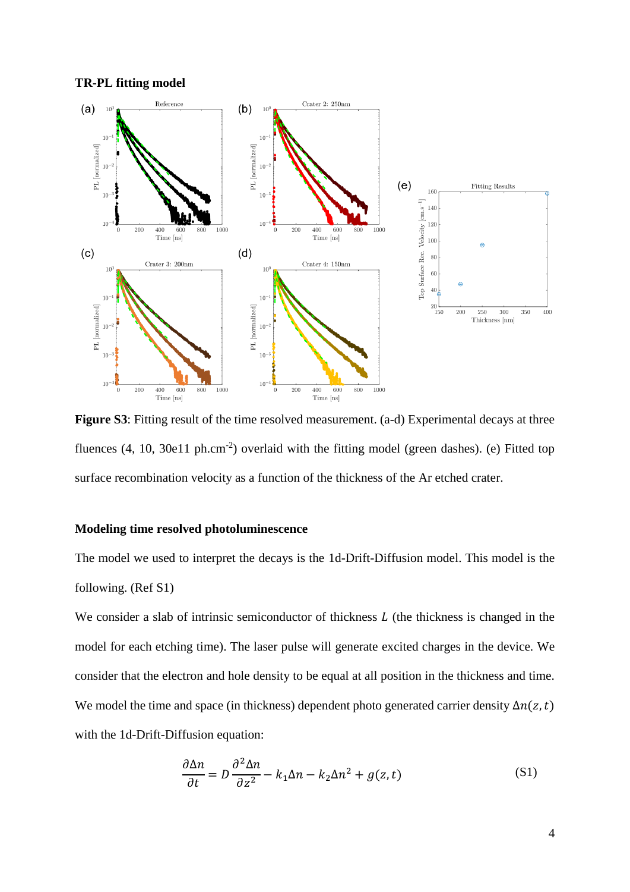**TR-PL fitting model**

**Figure S3**: Fitting result of the time resolved measurement. (a-d) Experimental decays at three fluences (4, 10, 30e11 ph.cm$^{-2}$) overlaid with the fitting model (green dashes). (e) Fitted top surface recombination velocity as a function of the thickness of the Ar etched crater.

**Modeling time resolved photoluminescence**

The model we used to interpret the decays is the 1d-Drift-Diffusion model. This model is the following. (Ref S1)

We consider a slab of intrinsic semiconductor of thickness $L$ (the thickness is changed in the model for each etching time). The laser pulse will generate excited charges in the device. We consider that the electron and hole density to be equal at all position in the thickness and time. We model the time and space (in thickness) dependent photo generated carrier density $\Delta n(z,t)$ with the 1d-Drift-Diffusion equation:

$$\frac{\partial \Delta n}{\partial t} = D\frac{\partial^2 \Delta n}{\partial z^2} - k_1 \Delta n - k_2 \Delta n^2 + g(z,t) \tag{S1}$$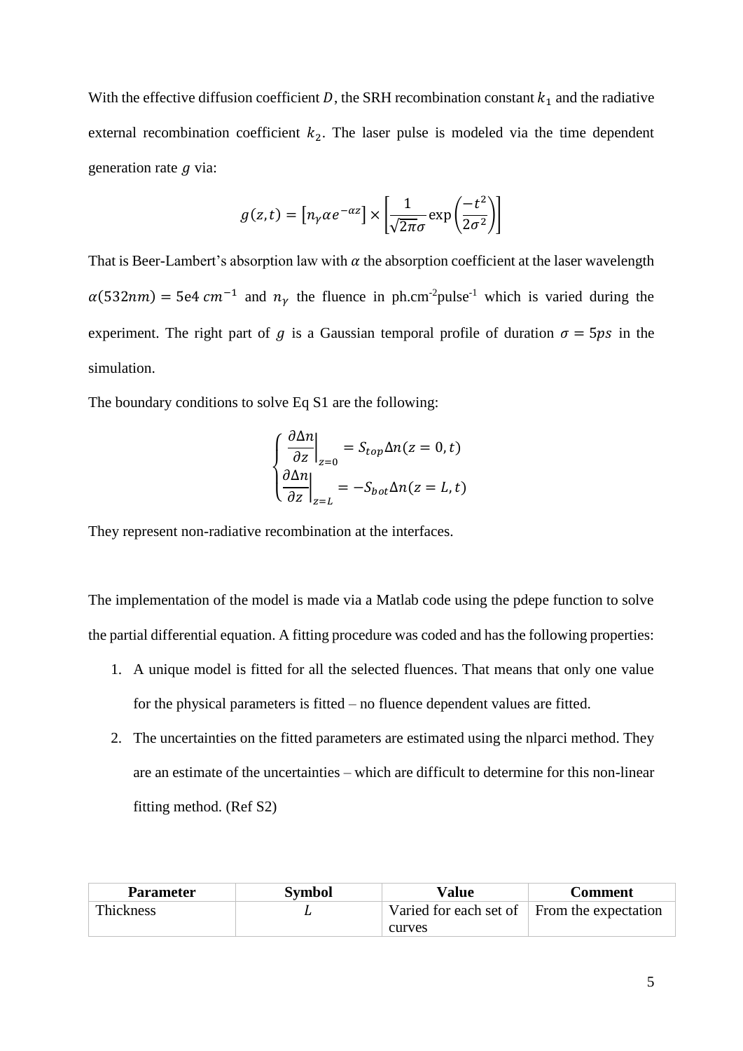With the effective diffusion coefficient $D$, the SRH recombination constant $k_1$ and the radiative external recombination coefficient $k_2$. The laser pulse is modeled via the time dependent generation rate $g$ via:

$$g(z,t) = \left[n_\gamma \alpha e^{-\alpha z}\right] \times \left[\frac{1}{\sqrt{2\pi}\sigma} \exp\left(\frac{-t^2}{2\sigma^2}\right)\right]$$

That is Beer-Lambert's absorption law with $\alpha$ the absorption coefficient at the laser wavelength $\alpha(532nm) = 5\text{e}4\ cm^{-1}$ and $n_\gamma$ the fluence in ph.cm$^{-2}$pulse$^{-1}$ which is varied during the experiment. The right part of $g$ is a Gaussian temporal profile of duration $\sigma = 5ps$ in the simulation.

The boundary conditions to solve Eq S1 are the following:

$$\begin{cases} \left.\dfrac{\partial \Delta n}{\partial z}\right|_{z=0} = S_{top} \Delta n(z=0,t) \\ \left.\dfrac{\partial \Delta n}{\partial z}\right|_{z=L} = -S_{bot} \Delta n(z=L,t) \end{cases}$$

They represent non-radiative recombination at the interfaces.

The implementation of the model is made via a Matlab code using the pdepe function to solve the partial differential equation. A fitting procedure was coded and has the following properties:

1. A unique model is fitted for all the selected fluences. That means that only one value for the physical parameters is fitted – no fluence dependent values are fitted.
2. The uncertainties on the fitted parameters are estimated using the nlparci method. They are an estimate of the uncertainties – which are difficult to determine for this non-linear fitting method. (Ref S2)

| Parameter | Symbol | Value | Comment |
|---|---|---|---|
| Thickness | $L$ | Varied for each set of curves | From the expectation |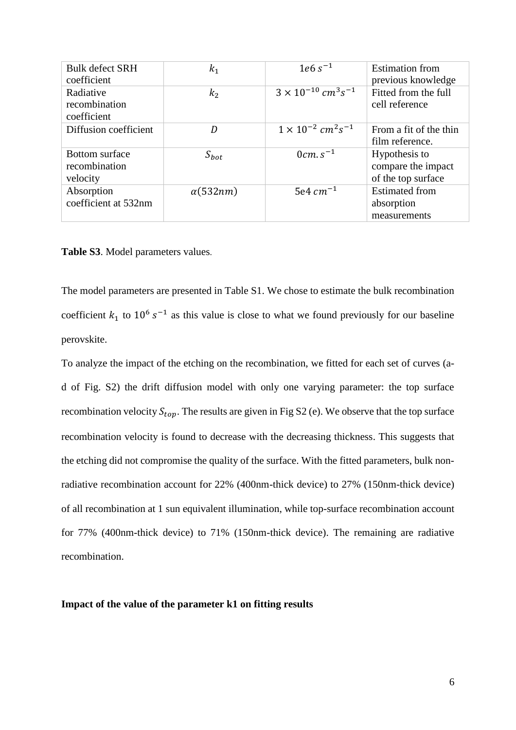| Bulk defect SRH coefficient | $k_1$ | $1e6\ s^{-1}$ | Estimation from previous knowledge |
|---|---|---|---|
| Radiative recombination coefficient | $k_2$ | $3 \times 10^{-10}\ cm^3 s^{-1}$ | Fitted from the full cell reference |
| Diffusion coefficient | $D$ | $1 \times 10^{-2}\ cm^2 s^{-1}$ | From a fit of the thin film reference. |
| Bottom surface recombination velocity | $S_{bot}$ | $0 cm.s^{-1}$ | Hypothesis to compare the impact of the top surface |
| Absorption coefficient at 532nm | $\alpha(532nm)$ | $5e4\ cm^{-1}$ | Estimated from absorption measurements |

**Table S3**. Model parameters values.

The model parameters are presented in Table S1. We chose to estimate the bulk recombination coefficient $k_1$ to $10^6\ s^{-1}$ as this value is close to what we found previously for our baseline perovskite.

To analyze the impact of the etching on the recombination, we fitted for each set of curves (a-d of Fig. S2) the drift diffusion model with only one varying parameter: the top surface recombination velocity $S_{top}$. The results are given in Fig S2 (e). We observe that the top surface recombination velocity is found to decrease with the decreasing thickness. This suggests that the etching did not compromise the quality of the surface. With the fitted parameters, bulk non-radiative recombination account for 22% (400nm-thick device) to 27% (150nm-thick device) of all recombination at 1 sun equivalent illumination, while top-surface recombination account for 77% (400nm-thick device) to 71% (150nm-thick device). The remaining are radiative recombination.

**Impact of the value of the parameter k1 on fitting results**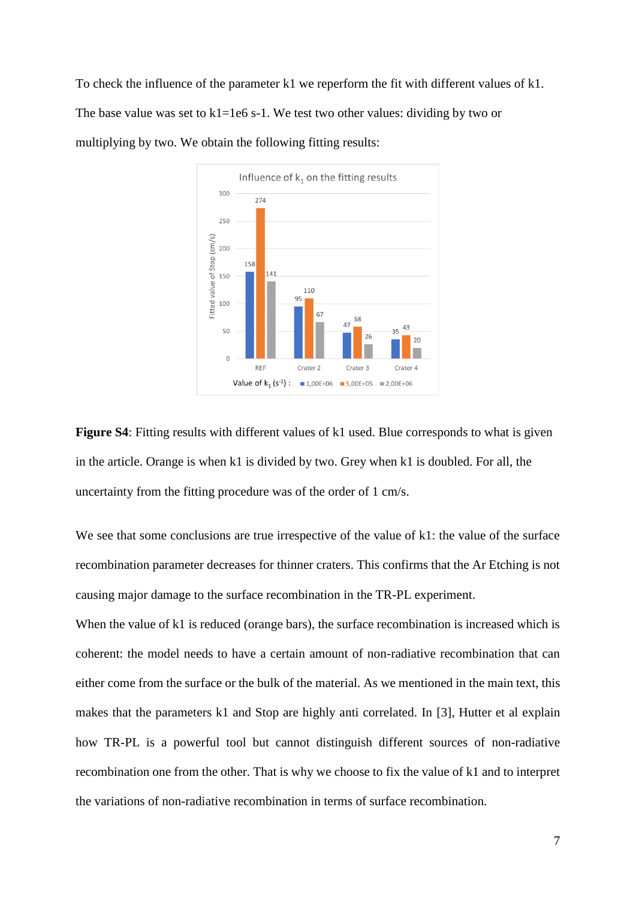To check the influence of the parameter k1 we reperform the fit with different values of k1. The base value was set to k1=1e6 s-1. We test two other values: dividing by two or multiplying by two. We obtain the following fitting results:

**Figure S4**: Fitting results with different values of k1 used. Blue corresponds to what is given in the article. Orange is when k1 is divided by two. Grey when k1 is doubled. For all, the uncertainty from the fitting procedure was of the order of 1 cm/s.

We see that some conclusions are true irrespective of the value of k1: the value of the surface recombination parameter decreases for thinner craters. This confirms that the Ar Etching is not causing major damage to the surface recombination in the TR-PL experiment.

When the value of k1 is reduced (orange bars), the surface recombination is increased which is coherent: the model needs to have a certain amount of non-radiative recombination that can either come from the surface or the bulk of the material. As we mentioned in the main text, this makes that the parameters k1 and Stop are highly anti correlated. In [3], Hutter et al explain how TR-PL is a powerful tool but cannot distinguish different sources of non-radiative recombination one from the other. That is why we choose to fix the value of k1 and to interpret the variations of non-radiative recombination in terms of surface recombination.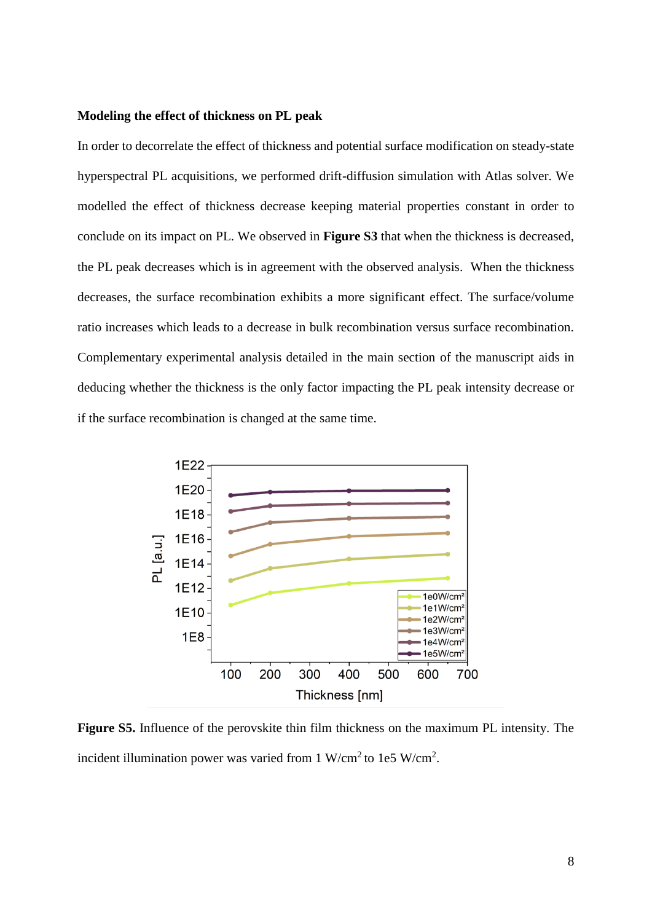**Modeling the effect of thickness on PL peak**

In order to decorrelate the effect of thickness and potential surface modification on steady-state hyperspectral PL acquisitions, we performed drift-diffusion simulation with Atlas solver. We modelled the effect of thickness decrease keeping material properties constant in order to conclude on its impact on PL. We observed in **Figure S3** that when the thickness is decreased, the PL peak decreases which is in agreement with the observed analysis. When the thickness decreases, the surface recombination exhibits a more significant effect. The surface/volume ratio increases which leads to a decrease in bulk recombination versus surface recombination. Complementary experimental analysis detailed in the main section of the manuscript aids in deducing whether the thickness is the only factor impacting the PL peak intensity decrease or if the surface recombination is changed at the same time.

**Figure S5.** Influence of the perovskite thin film thickness on the maximum PL intensity. The incident illumination power was varied from 1 W/cm$^2$ to 1e5 W/cm$^2$.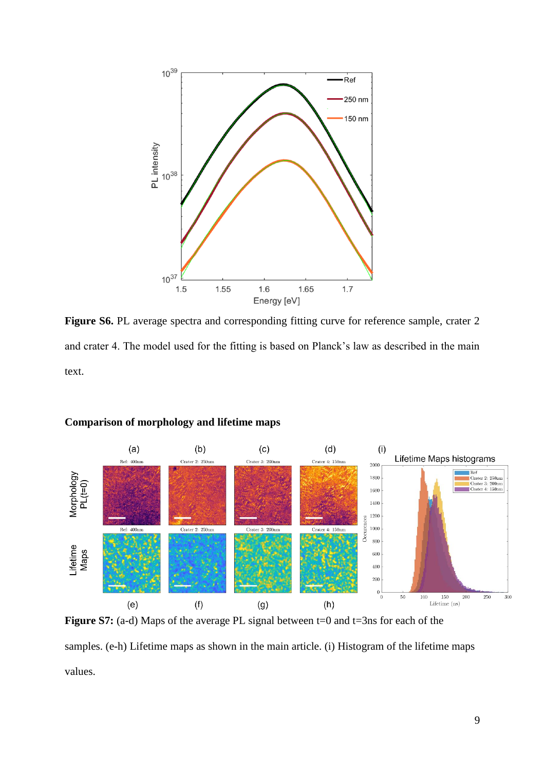**Figure S6.** PL average spectra and corresponding fitting curve for reference sample, crater 2 and crater 4. The model used for the fitting is based on Planck's law as described in the main text.

## Comparison of morphology and lifetime maps

**Figure S7:** (a-d) Maps of the average PL signal between t=0 and t=3ns for each of the samples. (e-h) Lifetime maps as shown in the main article. (i) Histogram of the lifetime maps values.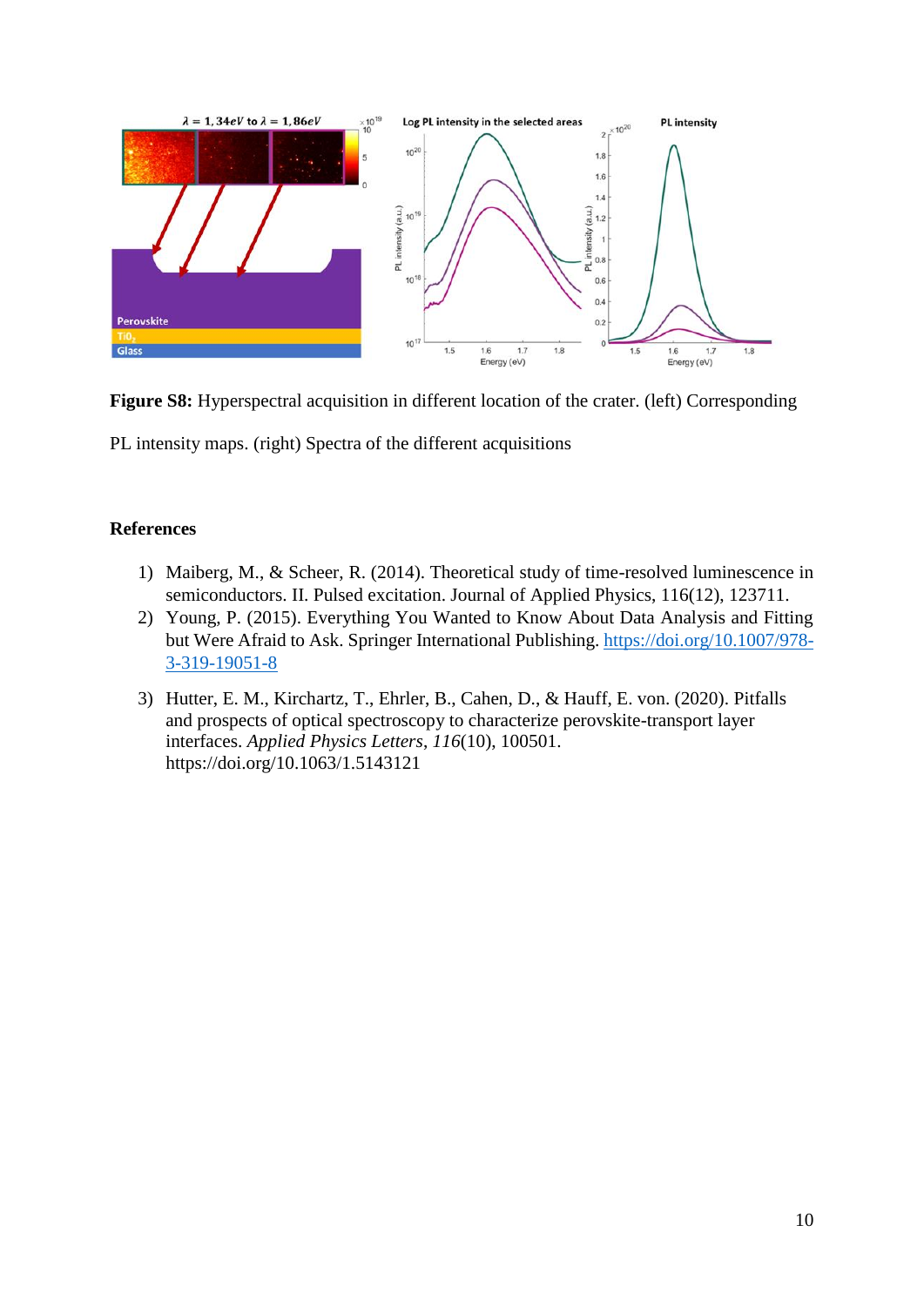$\lambda = 1,34eV$ to $\lambda = 1,86eV$

Log PL intensity in the selected areas

PL intensity

Perovskite

$TiO_2$

Glass

PL intensity (a.u.)

Energy (eV)

**Figure S8:** Hyperspectral acquisition in different location of the crater. (left) Corresponding PL intensity maps. (right) Spectra of the different acquisitions

## References

1) Maiberg, M., & Scheer, R. (2014). Theoretical study of time-resolved luminescence in semiconductors. II. Pulsed excitation. Journal of Applied Physics, 116(12), 123711.
2) Young, P. (2015). Everything You Wanted to Know About Data Analysis and Fitting but Were Afraid to Ask. Springer International Publishing. https://doi.org/10.1007/978-3-319-19051-8
3) Hutter, E. M., Kirchartz, T., Ehrler, B., Cahen, D., & Hauff, E. von. (2020). Pitfalls and prospects of optical spectroscopy to characterize perovskite-transport layer interfaces. *Applied Physics Letters*, *116*(10), 100501. https://doi.org/10.1063/1.5143121